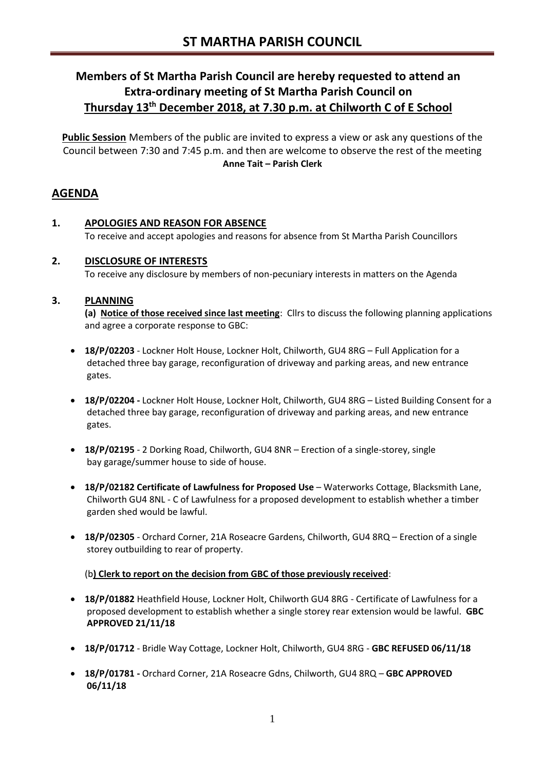# ST MARTHA PARISH COUNCIL

## Members of St Martha Parish Council are hereby requested to attend an Extra-ordinary meeting of St Martha Parish Council on Thursday 13th December 2018, at 7.30 p.m. at Chilworth C of E School

**Public Session** Members of the public are invited to express a view or ask any questions of the Council between 7:30 and 7:45 p.m. and then are welcome to observe the rest of the meeting

**Anne Tait – Parish Clerk**

## AGENDA

### 1. APOLOGIES AND REASON FOR ABSENCE

To receive and accept apologies and reasons for absence from St Martha Parish Councillors

### 2. DISCLOSURE OF INTERESTS

To receive any disclosure by members of non-pecuniary interests in matters on the Agenda

### 3. PLANNING

**(a) Notice of those received since last meeting**: Cllrs to discuss the following planning applications and agree a corporate response to GBC:

- **18/P/02203** - Lockner Holt House, Lockner Holt, Chilworth, GU4 8RG – Full Application for a detached three bay garage, reconfiguration of driveway and parking areas, and new entrance gates.
- **18/P/02204 -** Lockner Holt House, Lockner Holt, Chilworth, GU4 8RG – Listed Building Consent for a detached three bay garage, reconfiguration of driveway and parking areas, and new entrance gates.
- **18/P/02195** - 2 Dorking Road, Chilworth, GU4 8NR – Erection of a single-storey, single bay garage/summer house to side of house.
- **18/P/02182 Certificate of Lawfulness for Proposed Use** – Waterworks Cottage, Blacksmith Lane, Chilworth GU4 8NL - C of Lawfulness for a proposed development to establish whether a timber garden shed would be lawful.
- **18/P/02305** - Orchard Corner, 21A Roseacre Gardens, Chilworth, GU4 8RQ – Erection of a single storey outbuilding to rear of property.

(b**) Clerk to report on the decision from GBC of those previously received**:

- **18/P/01882** Heathfield House, Lockner Holt, Chilworth GU4 8RG - Certificate of Lawfulness for a proposed development to establish whether a single storey rear extension would be lawful. **GBC APPROVED 21/11/18**
- **18/P/01712** - Bridle Way Cottage, Lockner Holt, Chilworth, GU4 8RG - **GBC REFUSED 06/11/18**
- **18/P/01781 -** Orchard Corner, 21A Roseacre Gdns, Chilworth, GU4 8RQ – **GBC APPROVED 06/11/18**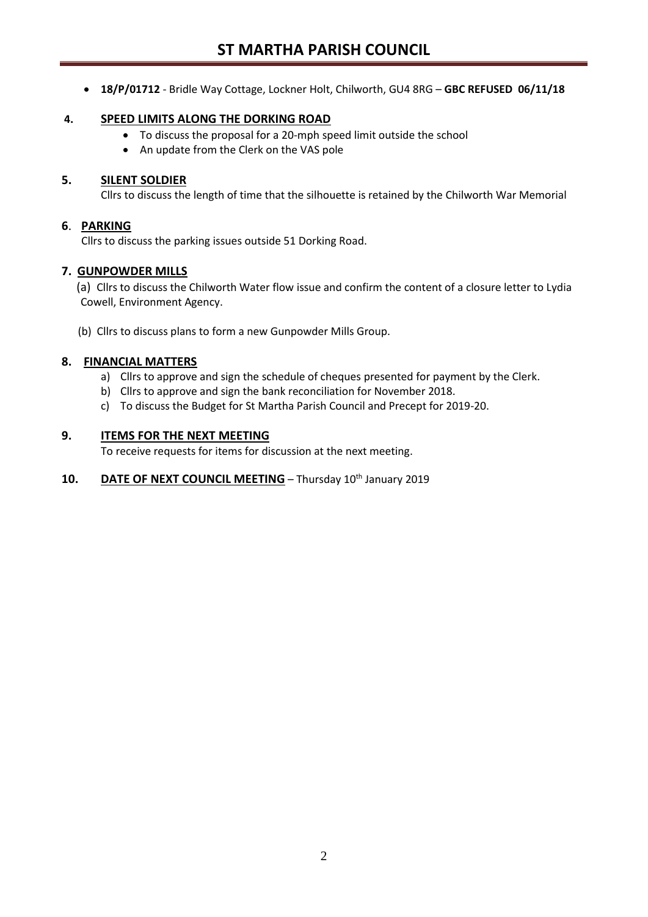- **18/P/01712** - Bridle Way Cottage, Lockner Holt, Chilworth, GU4 8RG – **GBC REFUSED 06/11/18**

## 4. SPEED LIMITS ALONG THE DORKING ROAD

- To discuss the proposal for a 20-mph speed limit outside the school
- An update from the Clerk on the VAS pole

## 5. SILENT SOLDIER

Cllrs to discuss the length of time that the silhouette is retained by the Chilworth War Memorial

## 6. PARKING

Cllrs to discuss the parking issues outside 51 Dorking Road.

## 7. GUNPOWDER MILLS

(a) Cllrs to discuss the Chilworth Water flow issue and confirm the content of a closure letter to Lydia Cowell, Environment Agency.

(b) Cllrs to discuss plans to form a new Gunpowder Mills Group.

## 8. FINANCIAL MATTERS

a) Cllrs to approve and sign the schedule of cheques presented for payment by the Clerk.
b) Cllrs to approve and sign the bank reconciliation for November 2018.
c) To discuss the Budget for St Martha Parish Council and Precept for 2019-20.

## 9. ITEMS FOR THE NEXT MEETING

To receive requests for items for discussion at the next meeting.

## 10. DATE OF NEXT COUNCIL MEETING – Thursday 10th January 2019